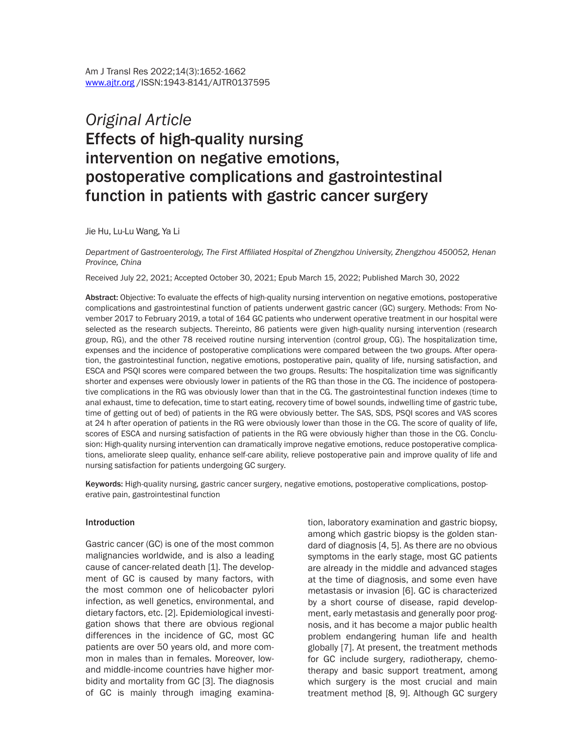*Original Article*

# Effects of high-quality nursing intervention on negative emotions, postoperative complications and gastrointestinal function in patients with gastric cancer surgery

Jie Hu, Lu-Lu Wang, Ya Li

*Department of Gastroenterology, The First Affiliated Hospital of Zhengzhou University, Zhengzhou 450052, Henan Province, China*

Received July 22, 2021; Accepted October 30, 2021; Epub March 15, 2022; Published March 30, 2022

**Abstract:** Objective: To evaluate the effects of high-quality nursing intervention on negative emotions, postoperative complications and gastrointestinal function of patients underwent gastric cancer (GC) surgery. Methods: From November 2017 to February 2019, a total of 164 GC patients who underwent operative treatment in our hospital were selected as the research subjects. Thereinto, 86 patients were given high-quality nursing intervention (research group, RG), and the other 78 received routine nursing intervention (control group, CG). The hospitalization time, expenses and the incidence of postoperative complications were compared between the two groups. After operation, the gastrointestinal function, negative emotions, postoperative pain, quality of life, nursing satisfaction, and ESCA and PSQI scores were compared between the two groups. Results: The hospitalization time was significantly shorter and expenses were obviously lower in patients of the RG than those in the CG. The incidence of postoperative complications in the RG was obviously lower than that in the CG. The gastrointestinal function indexes (time to anal exhaust, time to defecation, time to start eating, recovery time of bowel sounds, indwelling time of gastric tube, time of getting out of bed) of patients in the RG were obviously better. The SAS, SDS, PSQI scores and VAS scores at 24 h after operation of patients in the RG were obviously lower than those in the CG. The score of quality of life, scores of ESCA and nursing satisfaction of patients in the RG were obviously higher than those in the CG. Conclusion: High-quality nursing intervention can dramatically improve negative emotions, reduce postoperative complications, ameliorate sleep quality, enhance self-care ability, relieve postoperative pain and improve quality of life and nursing satisfaction for patients undergoing GC surgery.

**Keywords:** High-quality nursing, gastric cancer surgery, negative emotions, postoperative complications, postoperative pain, gastrointestinal function

## Introduction

Gastric cancer (GC) is one of the most common malignancies worldwide, and is also a leading cause of cancer-related death [1]. The development of GC is caused by many factors, with the most common one of helicobacter pylori infection, as well genetics, environmental, and dietary factors, etc. [2]. Epidemiological investigation shows that there are obvious regional differences in the incidence of GC, most GC patients are over 50 years old, and more common in males than in females. Moreover, low- and middle-income countries have higher morbidity and mortality from GC [3]. The diagnosis of GC is mainly through imaging examination, laboratory examination and gastric biopsy, among which gastric biopsy is the golden standard of diagnosis [4, 5]. As there are no obvious symptoms in the early stage, most GC patients are already in the middle and advanced stages at the time of diagnosis, and some even have metastasis or invasion [6]. GC is characterized by a short course of disease, rapid development, early metastasis and generally poor prognosis, and it has become a major public health problem endangering human life and health globally [7]. At present, the treatment methods for GC include surgery, radiotherapy, chemotherapy and basic support treatment, among which surgery is the most crucial and main treatment method [8, 9]. Although GC surgery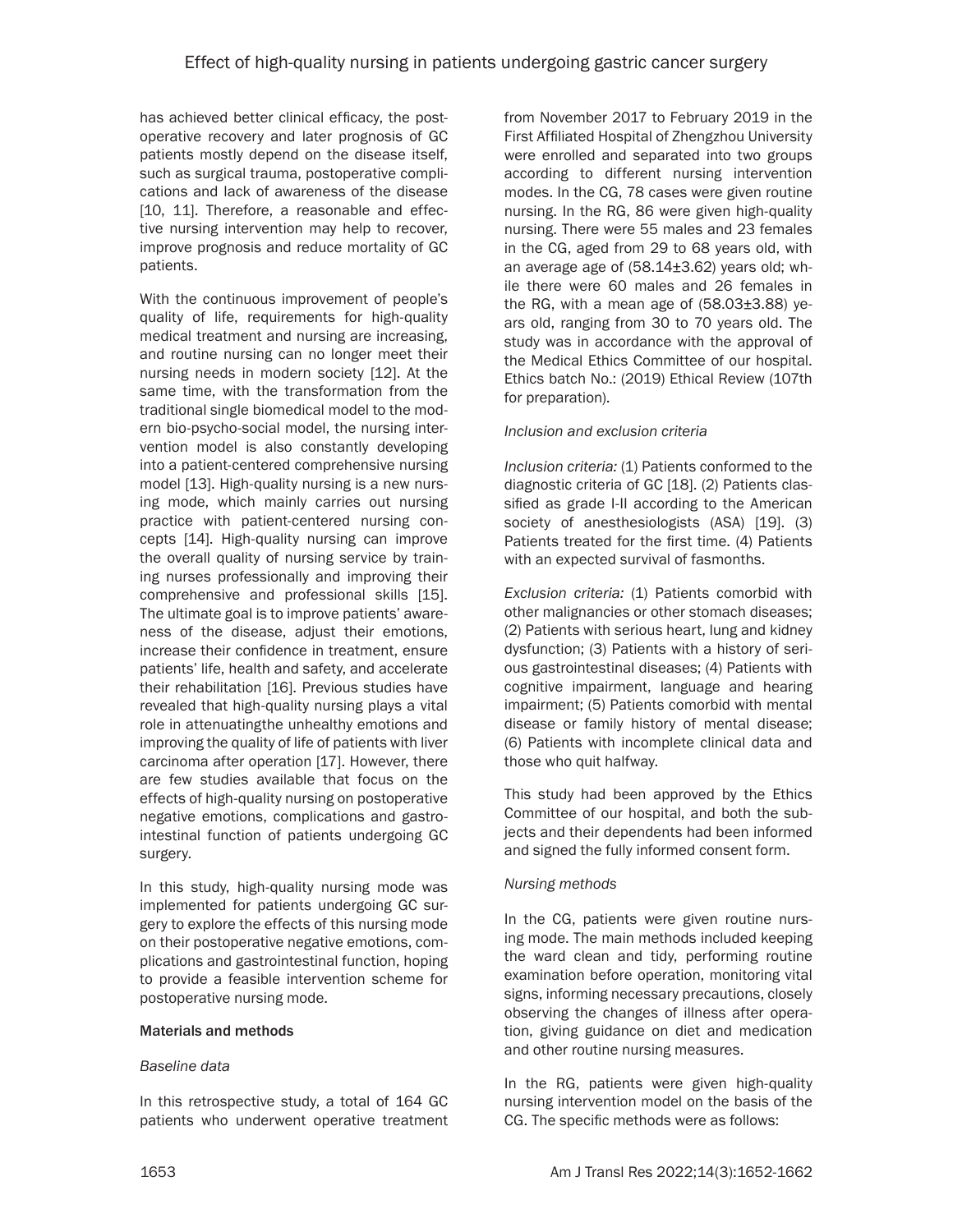has achieved better clinical efficacy, the postoperative recovery and later prognosis of GC patients mostly depend on the disease itself, such as surgical trauma, postoperative complications and lack of awareness of the disease [10, 11]. Therefore, a reasonable and effective nursing intervention may help to recover, improve prognosis and reduce mortality of GC patients.

With the continuous improvement of people's quality of life, requirements for high-quality medical treatment and nursing are increasing, and routine nursing can no longer meet their nursing needs in modern society [12]. At the same time, with the transformation from the traditional single biomedical model to the modern bio-psycho-social model, the nursing intervention model is also constantly developing into a patient-centered comprehensive nursing model [13]. High-quality nursing is a new nursing mode, which mainly carries out nursing practice with patient-centered nursing concepts [14]. High-quality nursing can improve the overall quality of nursing service by training nurses professionally and improving their comprehensive and professional skills [15]. The ultimate goal is to improve patients' awareness of the disease, adjust their emotions, increase their confidence in treatment, ensure patients' life, health and safety, and accelerate their rehabilitation [16]. Previous studies have revealed that high-quality nursing plays a vital role in attenuatingthe unhealthy emotions and improving the quality of life of patients with liver carcinoma after operation [17]. However, there are few studies available that focus on the effects of high-quality nursing on postoperative negative emotions, complications and gastrointestinal function of patients undergoing GC surgery.

In this study, high-quality nursing mode was implemented for patients undergoing GC surgery to explore the effects of this nursing mode on their postoperative negative emotions, complications and gastrointestinal function, hoping to provide a feasible intervention scheme for postoperative nursing mode.

## Materials and methods

### *Baseline data*

In this retrospective study, a total of 164 GC patients who underwent operative treatment from November 2017 to February 2019 in the First Affiliated Hospital of Zhengzhou University were enrolled and separated into two groups according to different nursing intervention modes. In the CG, 78 cases were given routine nursing. In the RG, 86 were given high-quality nursing. There were 55 males and 23 females in the CG, aged from 29 to 68 years old, with an average age of (58.14±3.62) years old; while there were 60 males and 26 females in the RG, with a mean age of (58.03±3.88) years old, ranging from 30 to 70 years old. The study was in accordance with the approval of the Medical Ethics Committee of our hospital. Ethics batch No.: (2019) Ethical Review (107th for preparation).

### *Inclusion and exclusion criteria*

*Inclusion criteria:* (1) Patients conformed to the diagnostic criteria of GC [18]. (2) Patients classified as grade I-II according to the American society of anesthesiologists (ASA) [19]. (3) Patients treated for the first time. (4) Patients with an expected survival of fasmonths.

*Exclusion criteria:* (1) Patients comorbid with other malignancies or other stomach diseases; (2) Patients with serious heart, lung and kidney dysfunction; (3) Patients with a history of serious gastrointestinal diseases; (4) Patients with cognitive impairment, language and hearing impairment; (5) Patients comorbid with mental disease or family history of mental disease; (6) Patients with incomplete clinical data and those who quit halfway.

This study had been approved by the Ethics Committee of our hospital, and both the subjects and their dependents had been informed and signed the fully informed consent form.

### *Nursing methods*

In the CG, patients were given routine nursing mode. The main methods included keeping the ward clean and tidy, performing routine examination before operation, monitoring vital signs, informing necessary precautions, closely observing the changes of illness after operation, giving guidance on diet and medication and other routine nursing measures.

In the RG, patients were given high-quality nursing intervention model on the basis of the CG. The specific methods were as follows: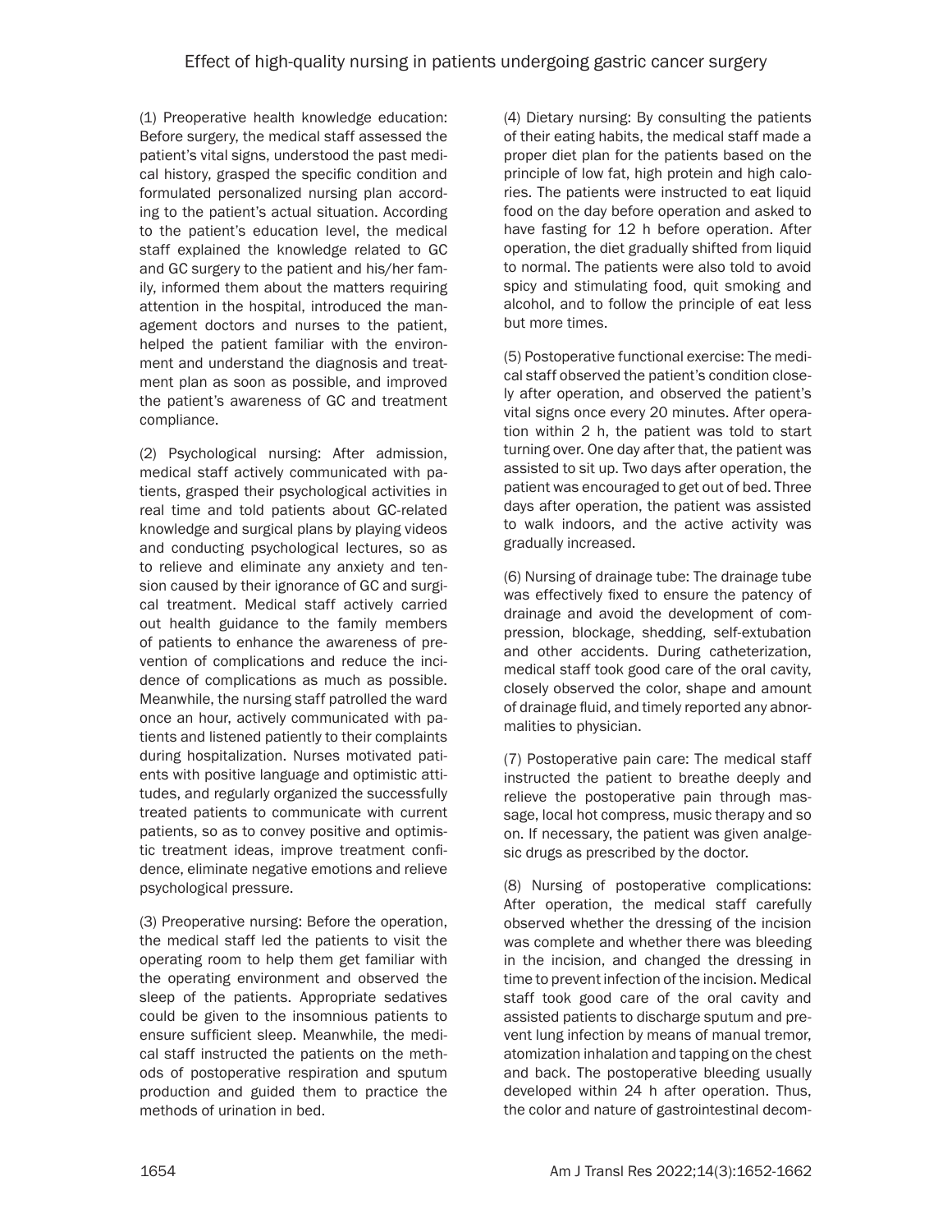(1) Preoperative health knowledge education: Before surgery, the medical staff assessed the patient's vital signs, understood the past medical history, grasped the specific condition and formulated personalized nursing plan according to the patient's actual situation. According to the patient's education level, the medical staff explained the knowledge related to GC and GC surgery to the patient and his/her family, informed them about the matters requiring attention in the hospital, introduced the management doctors and nurses to the patient, helped the patient familiar with the environment and understand the diagnosis and treatment plan as soon as possible, and improved the patient's awareness of GC and treatment compliance.

(2) Psychological nursing: After admission, medical staff actively communicated with patients, grasped their psychological activities in real time and told patients about GC-related knowledge and surgical plans by playing videos and conducting psychological lectures, so as to relieve and eliminate any anxiety and tension caused by their ignorance of GC and surgical treatment. Medical staff actively carried out health guidance to the family members of patients to enhance the awareness of prevention of complications and reduce the incidence of complications as much as possible. Meanwhile, the nursing staff patrolled the ward once an hour, actively communicated with patients and listened patiently to their complaints during hospitalization. Nurses motivated patients with positive language and optimistic attitudes, and regularly organized the successfully treated patients to communicate with current patients, so as to convey positive and optimistic treatment ideas, improve treatment confidence, eliminate negative emotions and relieve psychological pressure.

(3) Preoperative nursing: Before the operation, the medical staff led the patients to visit the operating room to help them get familiar with the operating environment and observed the sleep of the patients. Appropriate sedatives could be given to the insomnious patients to ensure sufficient sleep. Meanwhile, the medical staff instructed the patients on the methods of postoperative respiration and sputum production and guided them to practice the methods of urination in bed.

(4) Dietary nursing: By consulting the patients of their eating habits, the medical staff made a proper diet plan for the patients based on the principle of low fat, high protein and high calories. The patients were instructed to eat liquid food on the day before operation and asked to have fasting for 12 h before operation. After operation, the diet gradually shifted from liquid to normal. The patients were also told to avoid spicy and stimulating food, quit smoking and alcohol, and to follow the principle of eat less but more times.

(5) Postoperative functional exercise: The medical staff observed the patient's condition closely after operation, and observed the patient's vital signs once every 20 minutes. After operation within 2 h, the patient was told to start turning over. One day after that, the patient was assisted to sit up. Two days after operation, the patient was encouraged to get out of bed. Three days after operation, the patient was assisted to walk indoors, and the active activity was gradually increased.

(6) Nursing of drainage tube: The drainage tube was effectively fixed to ensure the patency of drainage and avoid the development of compression, blockage, shedding, self-extubation and other accidents. During catheterization, medical staff took good care of the oral cavity, closely observed the color, shape and amount of drainage fluid, and timely reported any abnormalities to physician.

(7) Postoperative pain care: The medical staff instructed the patient to breathe deeply and relieve the postoperative pain through massage, local hot compress, music therapy and so on. If necessary, the patient was given analgesic drugs as prescribed by the doctor.

(8) Nursing of postoperative complications: After operation, the medical staff carefully observed whether the dressing of the incision was complete and whether there was bleeding in the incision, and changed the dressing in time to prevent infection of the incision. Medical staff took good care of the oral cavity and assisted patients to discharge sputum and prevent lung infection by means of manual tremor, atomization inhalation and tapping on the chest and back. The postoperative bleeding usually developed within 24 h after operation. Thus, the color and nature of gastrointestinal decom-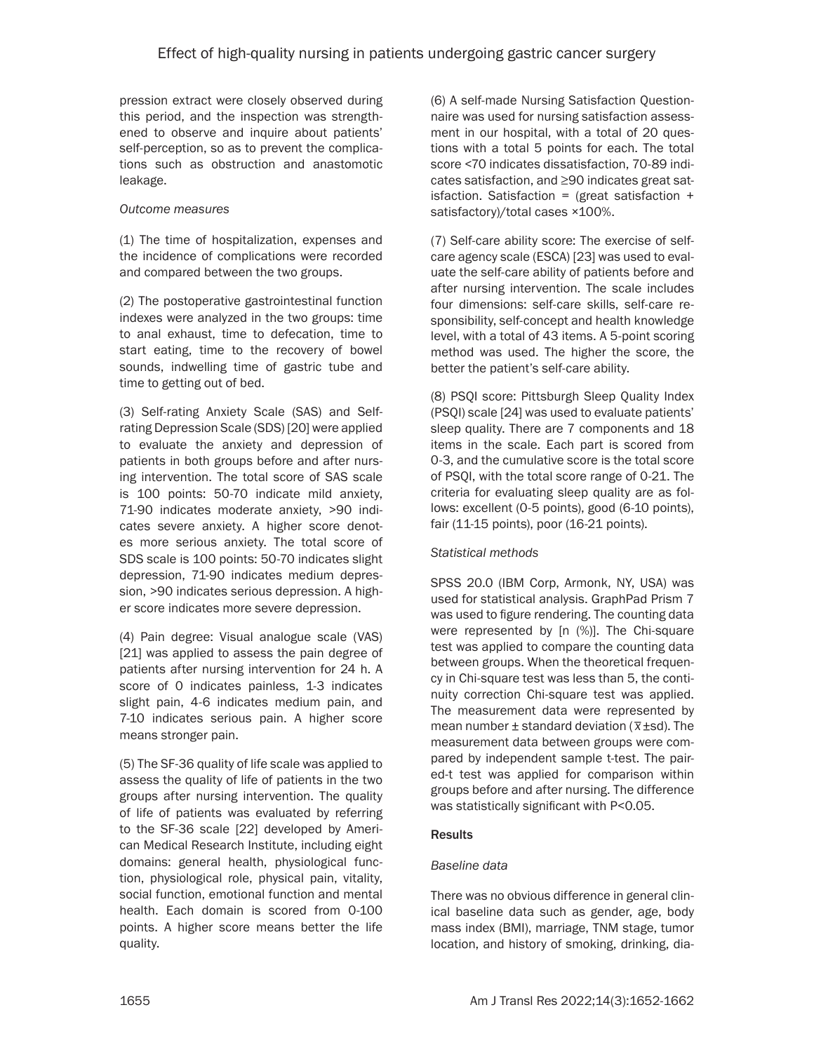pression extract were closely observed during this period, and the inspection was strengthened to observe and inquire about patients' self-perception, so as to prevent the complications such as obstruction and anastomotic leakage.

*Outcome measures*

(1) The time of hospitalization, expenses and the incidence of complications were recorded and compared between the two groups.

(2) The postoperative gastrointestinal function indexes were analyzed in the two groups: time to anal exhaust, time to defecation, time to start eating, time to the recovery of bowel sounds, indwelling time of gastric tube and time to getting out of bed.

(3) Self-rating Anxiety Scale (SAS) and Self-rating Depression Scale (SDS) [20] were applied to evaluate the anxiety and depression of patients in both groups before and after nursing intervention. The total score of SAS scale is 100 points: 50-70 indicate mild anxiety, 71-90 indicates moderate anxiety, >90 indicates severe anxiety. A higher score denotes more serious anxiety. The total score of SDS scale is 100 points: 50-70 indicates slight depression, 71-90 indicates medium depression, >90 indicates serious depression. A higher score indicates more severe depression.

(4) Pain degree: Visual analogue scale (VAS) [21] was applied to assess the pain degree of patients after nursing intervention for 24 h. A score of 0 indicates painless, 1-3 indicates slight pain, 4-6 indicates medium pain, and 7-10 indicates serious pain. A higher score means stronger pain.

(5) The SF-36 quality of life scale was applied to assess the quality of life of patients in the two groups after nursing intervention. The quality of life of patients was evaluated by referring to the SF-36 scale [22] developed by American Medical Research Institute, including eight domains: general health, physiological function, physiological role, physical pain, vitality, social function, emotional function and mental health. Each domain is scored from 0-100 points. A higher score means better the life quality.

(6) A self-made Nursing Satisfaction Questionnaire was used for nursing satisfaction assessment in our hospital, with a total of 20 questions with a total 5 points for each. The total score <70 indicates dissatisfaction, 70-89 indicates satisfaction, and ≥90 indicates great satisfaction. Satisfaction = (great satisfaction + satisfactory)/total cases ×100%.

(7) Self-care ability score: The exercise of self-care agency scale (ESCA) [23] was used to evaluate the self-care ability of patients before and after nursing intervention. The scale includes four dimensions: self-care skills, self-care responsibility, self-concept and health knowledge level, with a total of 43 items. A 5-point scoring method was used. The higher the score, the better the patient's self-care ability.

(8) PSQI score: Pittsburgh Sleep Quality Index (PSQI) scale [24] was used to evaluate patients' sleep quality. There are 7 components and 18 items in the scale. Each part is scored from 0-3, and the cumulative score is the total score of PSQI, with the total score range of 0-21. The criteria for evaluating sleep quality are as follows: excellent (0-5 points), good (6-10 points), fair (11-15 points), poor (16-21 points).

*Statistical methods*

SPSS 20.0 (IBM Corp, Armonk, NY, USA) was used for statistical analysis. GraphPad Prism 7 was used to figure rendering. The counting data were represented by [n (%)]. The Chi-square test was applied to compare the counting data between groups. When the theoretical frequency in Chi-square test was less than 5, the continuity correction Chi-square test was applied. The measurement data were represented by mean number ± standard deviation ($\bar{x}$±sd). The measurement data between groups were compared by independent sample t-test. The paired-t test was applied for comparison within groups before and after nursing. The difference was statistically significant with P<0.05.

## Results

*Baseline data*

There was no obvious difference in general clinical baseline data such as gender, age, body mass index (BMI), marriage, TNM stage, tumor location, and history of smoking, drinking, dia-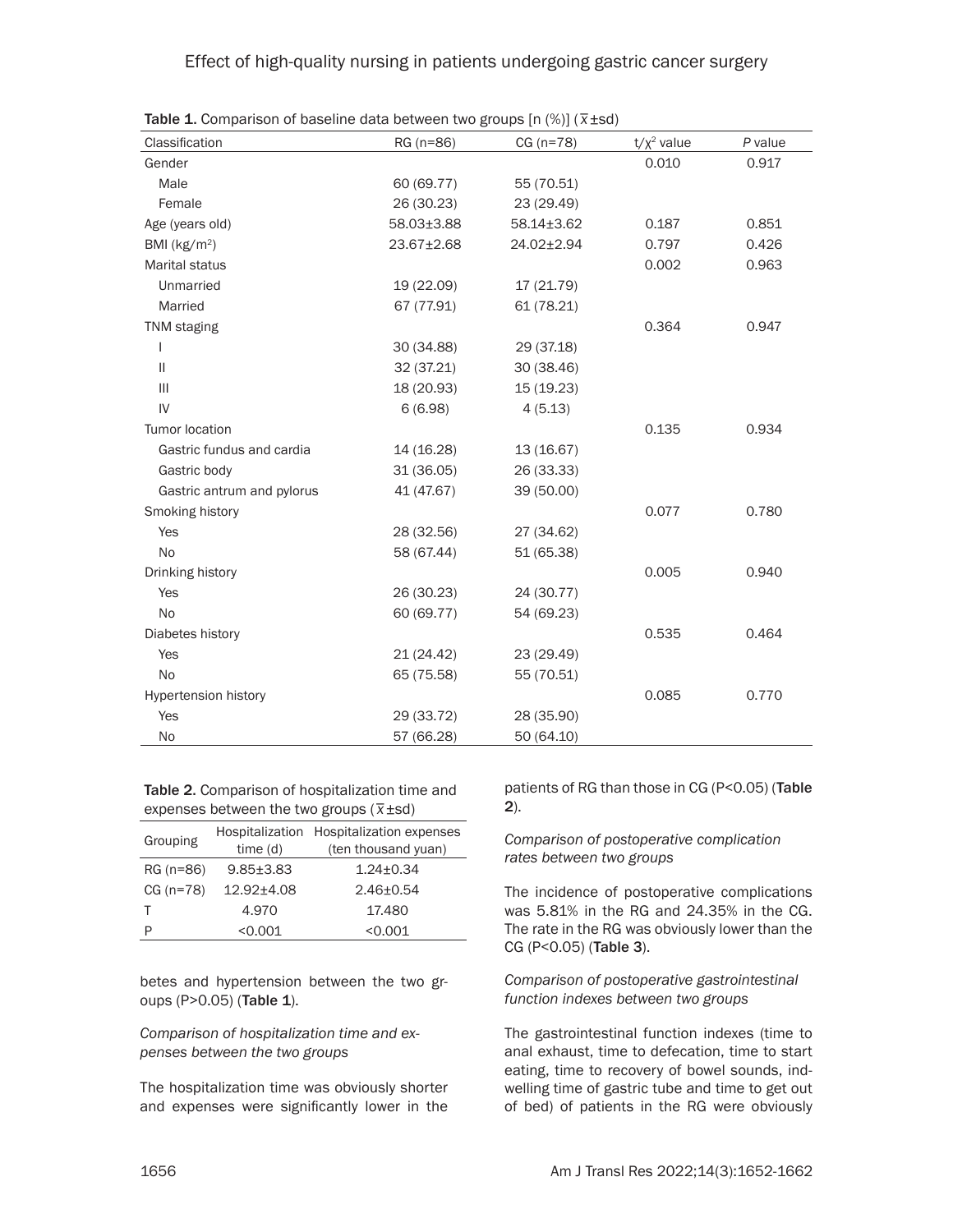**Table 1.** Comparison of baseline data between two groups [n (%)] ($\bar{x}$±sd)

| Classification | RG (n=86) | CG (n=78) | t/$\chi^2$ value | *P* value |
|---|---|---|---|---|
| Gender | | | 0.010 | 0.917 |
| Male | 60 (69.77) | 55 (70.51) | | |
| Female | 26 (30.23) | 23 (29.49) | | |
| Age (years old) | 58.03±3.88 | 58.14±3.62 | 0.187 | 0.851 |
| BMI (kg/m$^2$) | 23.67±2.68 | 24.02±2.94 | 0.797 | 0.426 |
| Marital status | | | 0.002 | 0.963 |
| Unmarried | 19 (22.09) | 17 (21.79) | | |
| Married | 67 (77.91) | 61 (78.21) | | |
| TNM staging | | | 0.364 | 0.947 |
| I | 30 (34.88) | 29 (37.18) | | |
| II | 32 (37.21) | 30 (38.46) | | |
| III | 18 (20.93) | 15 (19.23) | | |
| IV | 6 (6.98) | 4 (5.13) | | |
| Tumor location | | | 0.135 | 0.934 |
| Gastric fundus and cardia | 14 (16.28) | 13 (16.67) | | |
| Gastric body | 31 (36.05) | 26 (33.33) | | |
| Gastric antrum and pylorus | 41 (47.67) | 39 (50.00) | | |
| Smoking history | | | 0.077 | 0.780 |
| Yes | 28 (32.56) | 27 (34.62) | | |
| No | 58 (67.44) | 51 (65.38) | | |
| Drinking history | | | 0.005 | 0.940 |
| Yes | 26 (30.23) | 24 (30.77) | | |
| No | 60 (69.77) | 54 (69.23) | | |
| Diabetes history | | | 0.535 | 0.464 |
| Yes | 21 (24.42) | 23 (29.49) | | |
| No | 65 (75.58) | 55 (70.51) | | |
| Hypertension history | | | 0.085 | 0.770 |
| Yes | 29 (33.72) | 28 (35.90) | | |
| No | 57 (66.28) | 50 (64.10) | | |

**Table 2.** Comparison of hospitalization time and expenses between the two groups ($\bar{x}$±sd)

| Grouping | Hospitalization time (d) | Hospitalization expenses (ten thousand yuan) |
|---|---|---|
| RG (n=86) | 9.85±3.83 | 1.24±0.34 |
| CG (n=78) | 12.92±4.08 | 2.46±0.54 |
| T | 4.970 | 17.480 |
| P | <0.001 | <0.001 |

betes and hypertension between the two groups (P>0.05) (**Table 1**).

*Comparison of hospitalization time and expenses between the two groups*

The hospitalization time was obviously shorter and expenses were significantly lower in the patients of RG than those in CG (P<0.05) (**Table 2**).

*Comparison of postoperative complication rates between two groups*

The incidence of postoperative complications was 5.81% in the RG and 24.35% in the CG. The rate in the RG was obviously lower than the CG (P<0.05) (**Table 3**).

*Comparison of postoperative gastrointestinal function indexes between two groups*

The gastrointestinal function indexes (time to anal exhaust, time to defecation, time to start eating, time to recovery of bowel sounds, indwelling time of gastric tube and time to get out of bed) of patients in the RG were obviously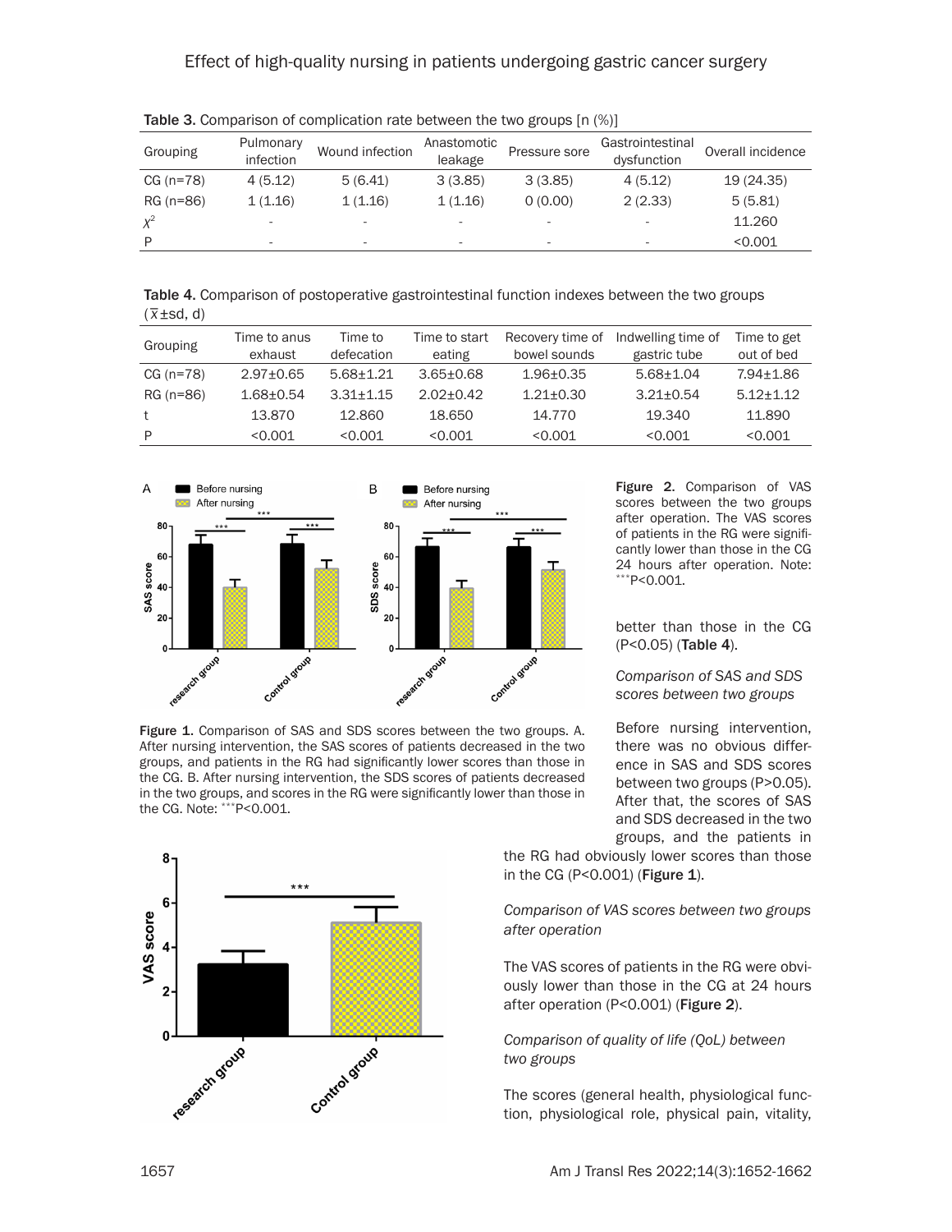Table 3. Comparison of complication rate between the two groups [n (%)]

| Grouping | Pulmonary infection | Wound infection | Anastomotic leakage | Pressure sore | Gastrointestinal dysfunction | Overall incidence |
|---|---|---|---|---|---|---|
| CG (n=78) | 4 (5.12) | 5 (6.41) | 3 (3.85) | 3 (3.85) | 4 (5.12) | 19 (24.35) |
| RG (n=86) | 1 (1.16) | 1 (1.16) | 1 (1.16) | 0 (0.00) | 2 (2.33) | 5 (5.81) |
| $\chi^2$ | - | - | - | - | - | 11.260 |
| P | - | - | - | - | - | <0.001 |

Table 4. Comparison of postoperative gastrointestinal function indexes between the two groups ($\bar{x}$±sd, d)

| Grouping | Time to anus exhaust | Time to defecation | Time to start eating | Recovery time of bowel sounds | Indwelling time of gastric tube | Time to get out of bed |
|---|---|---|---|---|---|---|
| CG (n=78) | 2.97±0.65 | 5.68±1.21 | 3.65±0.68 | 1.96±0.35 | 5.68±1.04 | 7.94±1.86 |
| RG (n=86) | 1.68±0.54 | 3.31±1.15 | 2.02±0.42 | 1.21±0.30 | 3.21±0.54 | 5.12±1.12 |
| t | 13.870 | 12.860 | 18.650 | 14.770 | 19.340 | 11.890 |
| P | <0.001 | <0.001 | <0.001 | <0.001 | <0.001 | <0.001 |

Figure 1. Comparison of SAS and SDS scores between the two groups. A. After nursing intervention, the SAS scores of patients decreased in the two groups, and patients in the RG had significantly lower scores than those in the CG. B. After nursing intervention, the SDS scores of patients decreased in the two groups, and scores in the RG were significantly lower than those in the CG. Note: ***P<0.001.

Figure 2. Comparison of VAS scores between the two groups after operation. The VAS scores of patients in the RG were significantly lower than those in the CG 24 hours after operation. Note: ***P<0.001.

better than those in the CG (P<0.05) (**Table 4**).

*Comparison of SAS and SDS scores between two groups*

Before nursing intervention, there was no obvious difference in SAS and SDS scores between two groups (P>0.05). After that, the scores of SAS and SDS decreased in the two groups, and the patients in the RG had obviously lower scores than those in the CG (P<0.001) (**Figure 1**).

*Comparison of VAS scores between two groups after operation*

The VAS scores of patients in the RG were obviously lower than those in the CG at 24 hours after operation (P<0.001) (**Figure 2**).

*Comparison of quality of life (QoL) between two groups*

The scores (general health, physiological function, physiological role, physical pain, vitality,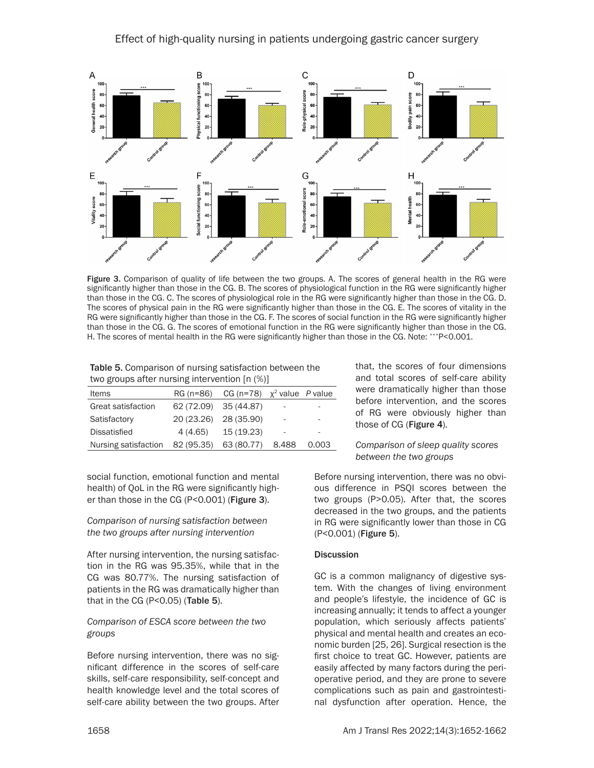Figure 3. Comparison of quality of life between the two groups. A. The scores of general health in the RG were significantly higher than those in the CG. B. The scores of physiological function in the RG were significantly higher than those in the CG. C. The scores of physiological role in the RG were significantly higher than those in the CG. D. The scores of physical pain in the RG were significantly higher than those in the CG. E. The scores of vitality in the RG were significantly higher than those in the CG. F. The scores of social function in the RG were significantly higher than those in the CG. G. The scores of emotional function in the RG were significantly higher than those in the CG. H. The scores of mental health in the RG were significantly higher than those in the CG. Note: ***P<0.001.

social function, emotional function and mental health) of QoL in the RG were significantly higher than those in the CG (P<0.001) (**Figure 3**).

### *Comparison of nursing satisfaction between the two groups after nursing intervention*

After nursing intervention, the nursing satisfaction in the RG was 95.35%, while that in the CG was 80.77%. The nursing satisfaction of patients in the RG was dramatically higher than that in the CG (P<0.05) (**Table 5**).

**Table 5.** Comparison of nursing satisfaction between the two groups after nursing intervention [n (%)]

| Items | RG (n=86) | CG (n=78) | $\chi^2$ value | *P* value |
|---|---|---|---|---|
| Great satisfaction | 62 (72.09) | 35 (44.87) | - | - |
| Satisfactory | 20 (23.26) | 28 (35.90) | - | - |
| Dissatisfied | 4 (4.65) | 15 (19.23) | - | - |
| Nursing satisfaction | 82 (95.35) | 63 (80.77) | 8.488 | 0.003 |

### *Comparison of ESCA score between the two groups*

Before nursing intervention, there was no significant difference in the scores of self-care skills, self-care responsibility, self-concept and health knowledge level and the total scores of self-care ability between the two groups. After that, the scores of four dimensions and total scores of self-care ability were dramatically higher than those before intervention, and the scores of RG were obviously higher than those of CG (**Figure 4**).

### *Comparison of sleep quality scores between the two groups*

Before nursing intervention, there was no obvious difference in PSQI scores between the two groups (P>0.05). After that, the scores decreased in the two groups, and the patients in RG were significantly lower than those in CG (P<0.001) (**Figure 5**).

## Discussion

GC is a common malignancy of digestive system. With the changes of living environment and people's lifestyle, the incidence of GC is increasing annually; it tends to affect a younger population, which seriously affects patients' physical and mental health and creates an economic burden [25, 26]. Surgical resection is the first choice to treat GC. However, patients are easily affected by many factors during the perioperative period, and they are prone to severe complications such as pain and gastrointestinal dysfunction after operation. Hence, the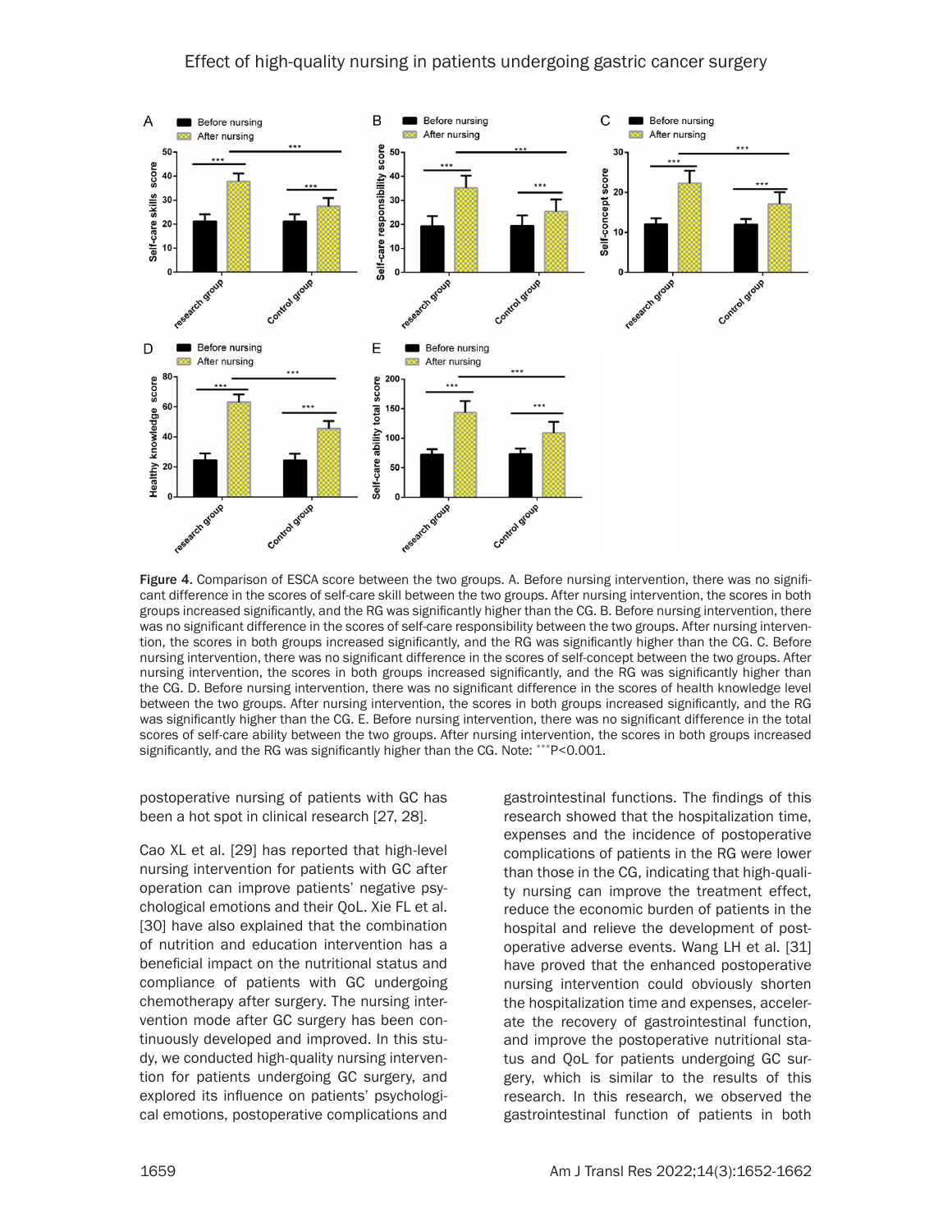Figure 4. Comparison of ESCA score between the two groups. A. Before nursing intervention, there was no significant difference in the scores of self-care skill between the two groups. After nursing intervention, the scores in both groups increased significantly, and the RG was significantly higher than the CG. B. Before nursing intervention, there was no significant difference in the scores of self-care responsibility between the two groups. After nursing intervention, the scores in both groups increased significantly, and the RG was significantly higher than the CG. C. Before nursing intervention, there was no significant difference in the scores of self-concept between the two groups. After nursing intervention, the scores in both groups increased significantly, and the RG was significantly higher than the CG. D. Before nursing intervention, there was no significant difference in the scores of health knowledge level between the two groups. After nursing intervention, the scores in both groups increased significantly, and the RG was significantly higher than the CG. E. Before nursing intervention, there was no significant difference in the total scores of self-care ability between the two groups. After nursing intervention, the scores in both groups increased significantly, and the RG was significantly higher than the CG. Note: ***P<0.001.

postoperative nursing of patients with GC has been a hot spot in clinical research [27, 28].

Cao XL et al. [29] has reported that high-level nursing intervention for patients with GC after operation can improve patients' negative psychological emotions and their QoL. Xie FL et al. [30] have also explained that the combination of nutrition and education intervention has a beneficial impact on the nutritional status and compliance of patients with GC undergoing chemotherapy after surgery. The nursing intervention mode after GC surgery has been continuously developed and improved. In this study, we conducted high-quality nursing intervention for patients undergoing GC surgery, and explored its influence on patients' psychological emotions, postoperative complications and gastrointestinal functions. The findings of this research showed that the hospitalization time, expenses and the incidence of postoperative complications of patients in the RG were lower than those in the CG, indicating that high-quality nursing can improve the treatment effect, reduce the economic burden of patients in the hospital and relieve the development of postoperative adverse events. Wang LH et al. [31] have proved that the enhanced postoperative nursing intervention could obviously shorten the hospitalization time and expenses, accelerate the recovery of gastrointestinal function, and improve the postoperative nutritional status and QoL for patients undergoing GC surgery, which is similar to the results of this research. In this research, we observed the gastrointestinal function of patients in both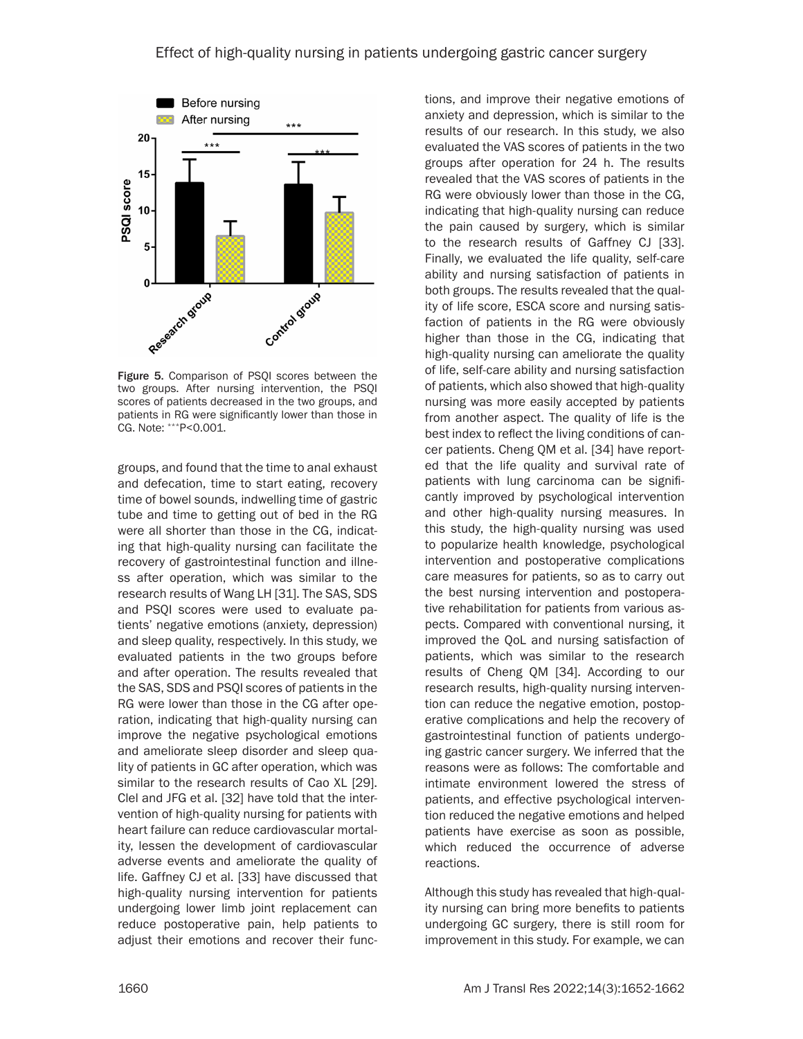Figure 5. Comparison of PSQI scores between the two groups. After nursing intervention, the PSQI scores of patients decreased in the two groups, and patients in RG were significantly lower than those in CG. Note: ***P<0.001.

groups, and found that the time to anal exhaust and defecation, time to start eating, recovery time of bowel sounds, indwelling time of gastric tube and time to getting out of bed in the RG were all shorter than those in the CG, indicating that high-quality nursing can facilitate the recovery of gastrointestinal function and illness after operation, which was similar to the research results of Wang LH [31]. The SAS, SDS and PSQI scores were used to evaluate patients' negative emotions (anxiety, depression) and sleep quality, respectively. In this study, we evaluated patients in the two groups before and after operation. The results revealed that the SAS, SDS and PSQI scores of patients in the RG were lower than those in the CG after operation, indicating that high-quality nursing can improve the negative psychological emotions and ameliorate sleep disorder and sleep quality of patients in GC after operation, which was similar to the research results of Cao XL [29]. Clel and JFG et al. [32] have told that the intervention of high-quality nursing for patients with heart failure can reduce cardiovascular mortality, lessen the development of cardiovascular adverse events and ameliorate the quality of life. Gaffney CJ et al. [33] have discussed that high-quality nursing intervention for patients undergoing lower limb joint replacement can reduce postoperative pain, help patients to adjust their emotions and recover their functions, and improve their negative emotions of anxiety and depression, which is similar to the results of our research. In this study, we also evaluated the VAS scores of patients in the two groups after operation for 24 h. The results revealed that the VAS scores of patients in the RG were obviously lower than those in the CG, indicating that high-quality nursing can reduce the pain caused by surgery, which is similar to the research results of Gaffney CJ [33]. Finally, we evaluated the life quality, self-care ability and nursing satisfaction of patients in both groups. The results revealed that the quality of life score, ESCA score and nursing satisfaction of patients in the RG were obviously higher than those in the CG, indicating that high-quality nursing can ameliorate the quality of life, self-care ability and nursing satisfaction of patients, which also showed that high-quality nursing was more easily accepted by patients from another aspect. The quality of life is the best index to reflect the living conditions of cancer patients. Cheng QM et al. [34] have reported that the life quality and survival rate of patients with lung carcinoma can be significantly improved by psychological intervention and other high-quality nursing measures. In this study, the high-quality nursing was used to popularize health knowledge, psychological intervention and postoperative complications care measures for patients, so as to carry out the best nursing intervention and postoperative rehabilitation for patients from various aspects. Compared with conventional nursing, it improved the QoL and nursing satisfaction of patients, which was similar to the research results of Cheng QM [34]. According to our research results, high-quality nursing intervention can reduce the negative emotion, postoperative complications and help the recovery of gastrointestinal function of patients undergoing gastric cancer surgery. We inferred that the reasons were as follows: The comfortable and intimate environment lowered the stress of patients, and effective psychological intervention reduced the negative emotions and helped patients have exercise as soon as possible, which reduced the occurrence of adverse reactions.

Although this study has revealed that high-quality nursing can bring more benefits to patients undergoing GC surgery, there is still room for improvement in this study. For example, we can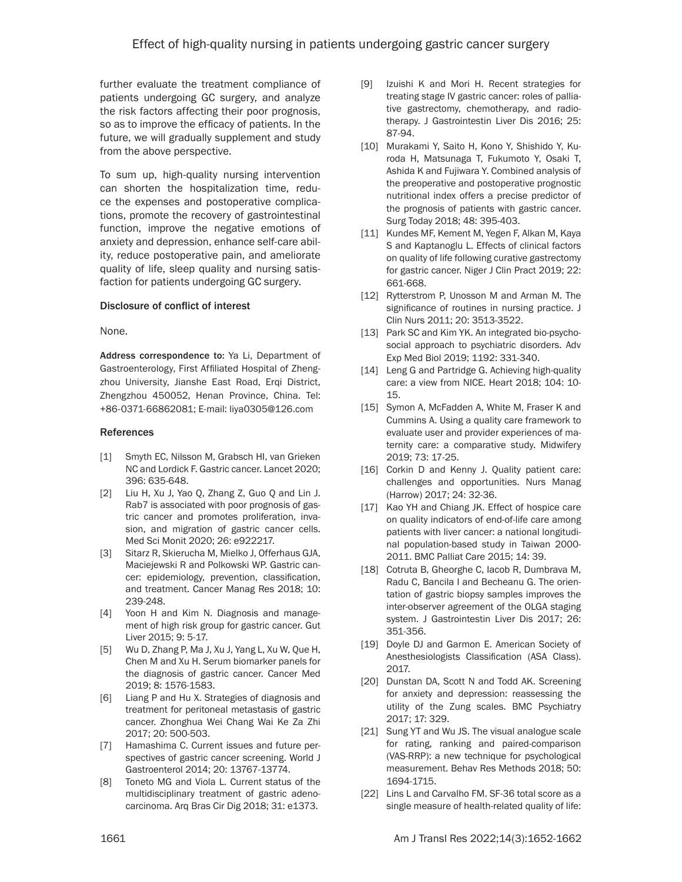further evaluate the treatment compliance of patients undergoing GC surgery, and analyze the risk factors affecting their poor prognosis, so as to improve the efficacy of patients. In the future, we will gradually supplement and study from the above perspective.

To sum up, high-quality nursing intervention can shorten the hospitalization time, reduce the expenses and postoperative complications, promote the recovery of gastrointestinal function, improve the negative emotions of anxiety and depression, enhance self-care ability, reduce postoperative pain, and ameliorate quality of life, sleep quality and nursing satisfaction for patients undergoing GC surgery.

#### Disclosure of conflict of interest

None.

**Address correspondence to:** Ya Li, Department of Gastroenterology, First Affiliated Hospital of Zhengzhou University, Jianshe East Road, Erqi District, Zhengzhou 450052, Henan Province, China. Tel: +86-0371-66862081; E-mail: liya0305@126.com

#### References

[1] Smyth EC, Nilsson M, Grabsch HI, van Grieken NC and Lordick F. Gastric cancer. Lancet 2020; 396: 635-648.

[2] Liu H, Xu J, Yao Q, Zhang Z, Guo Q and Lin J. Rab7 is associated with poor prognosis of gastric cancer and promotes proliferation, invasion, and migration of gastric cancer cells. Med Sci Monit 2020; 26: e922217.

[3] Sitarz R, Skierucha M, Mielko J, Offerhaus GJA, Maciejewski R and Polkowski WP. Gastric cancer: epidemiology, prevention, classification, and treatment. Cancer Manag Res 2018; 10: 239-248.

[4] Yoon H and Kim N. Diagnosis and management of high risk group for gastric cancer. Gut Liver 2015; 9: 5-17.

[5] Wu D, Zhang P, Ma J, Xu J, Yang L, Xu W, Que H, Chen M and Xu H. Serum biomarker panels for the diagnosis of gastric cancer. Cancer Med 2019; 8: 1576-1583.

[6] Liang P and Hu X. Strategies of diagnosis and treatment for peritoneal metastasis of gastric cancer. Zhonghua Wei Chang Wai Ke Za Zhi 2017; 20: 500-503.

[7] Hamashima C. Current issues and future perspectives of gastric cancer screening. World J Gastroenterol 2014; 20: 13767-13774.

[8] Toneto MG and Viola L. Current status of the multidisciplinary treatment of gastric adenocarcinoma. Arq Bras Cir Dig 2018; 31: e1373.

[9] Izuishi K and Mori H. Recent strategies for treating stage IV gastric cancer: roles of palliative gastrectomy, chemotherapy, and radiotherapy. J Gastrointestin Liver Dis 2016; 25: 87-94.

[10] Murakami Y, Saito H, Kono Y, Shishido Y, Kuroda H, Matsunaga T, Fukumoto Y, Osaki T, Ashida K and Fujiwara Y. Combined analysis of the preoperative and postoperative prognostic nutritional index offers a precise predictor of the prognosis of patients with gastric cancer. Surg Today 2018; 48: 395-403.

[11] Kundes MF, Kement M, Yegen F, Alkan M, Kaya S and Kaptanoglu L. Effects of clinical factors on quality of life following curative gastrectomy for gastric cancer. Niger J Clin Pract 2019; 22: 661-668.

[12] Rytterstrom P, Unosson M and Arman M. The significance of routines in nursing practice. J Clin Nurs 2011; 20: 3513-3522.

[13] Park SC and Kim YK. An integrated bio-psychosocial approach to psychiatric disorders. Adv Exp Med Biol 2019; 1192: 331-340.

[14] Leng G and Partridge G. Achieving high-quality care: a view from NICE. Heart 2018; 104: 10-15.

[15] Symon A, McFadden A, White M, Fraser K and Cummins A. Using a quality care framework to evaluate user and provider experiences of maternity care: a comparative study. Midwifery 2019; 73: 17-25.

[16] Corkin D and Kenny J. Quality patient care: challenges and opportunities. Nurs Manag (Harrow) 2017; 24: 32-36.

[17] Kao YH and Chiang JK. Effect of hospice care on quality indicators of end-of-life care among patients with liver cancer: a national longitudinal population-based study in Taiwan 2000-2011. BMC Palliat Care 2015; 14: 39.

[18] Cotruta B, Gheorghe C, Iacob R, Dumbrava M, Radu C, Bancila I and Becheanu G. The orientation of gastric biopsy samples improves the inter-observer agreement of the OLGA staging system. J Gastrointestin Liver Dis 2017; 26: 351-356.

[19] Doyle DJ and Garmon E. American Society of Anesthesiologists Classification (ASA Class). 2017.

[20] Dunstan DA, Scott N and Todd AK. Screening for anxiety and depression: reassessing the utility of the Zung scales. BMC Psychiatry 2017; 17: 329.

[21] Sung YT and Wu JS. The visual analogue scale for rating, ranking and paired-comparison (VAS-RRP): a new technique for psychological measurement. Behav Res Methods 2018; 50: 1694-1715.

[22] Lins L and Carvalho FM. SF-36 total score as a single measure of health-related quality of life: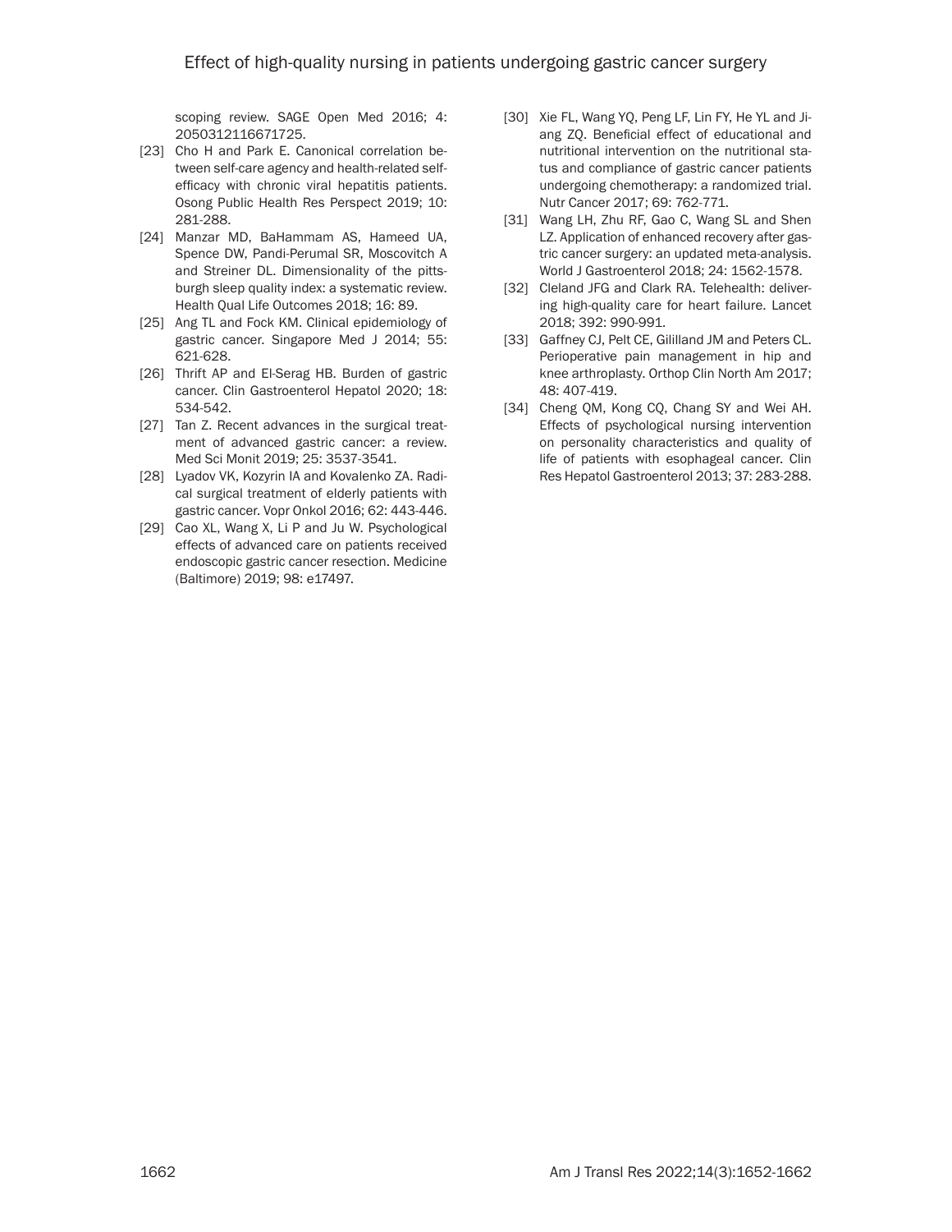scoping review. SAGE Open Med 2016; 4: 2050312116671725.

[23] Cho H and Park E. Canonical correlation between self-care agency and health-related self-efficacy with chronic viral hepatitis patients. Osong Public Health Res Perspect 2019; 10: 281-288.

[24] Manzar MD, BaHammam AS, Hameed UA, Spence DW, Pandi-Perumal SR, Moscovitch A and Streiner DL. Dimensionality of the pittsburgh sleep quality index: a systematic review. Health Qual Life Outcomes 2018; 16: 89.

[25] Ang TL and Fock KM. Clinical epidemiology of gastric cancer. Singapore Med J 2014; 55: 621-628.

[26] Thrift AP and El-Serag HB. Burden of gastric cancer. Clin Gastroenterol Hepatol 2020; 18: 534-542.

[27] Tan Z. Recent advances in the surgical treatment of advanced gastric cancer: a review. Med Sci Monit 2019; 25: 3537-3541.

[28] Lyadov VK, Kozyrin IA and Kovalenko ZA. Radical surgical treatment of elderly patients with gastric cancer. Vopr Onkol 2016; 62: 443-446.

[29] Cao XL, Wang X, Li P and Ju W. Psychological effects of advanced care on patients received endoscopic gastric cancer resection. Medicine (Baltimore) 2019; 98: e17497.

[30] Xie FL, Wang YQ, Peng LF, Lin FY, He YL and Jiang ZQ. Beneficial effect of educational and nutritional intervention on the nutritional status and compliance of gastric cancer patients undergoing chemotherapy: a randomized trial. Nutr Cancer 2017; 69: 762-771.

[31] Wang LH, Zhu RF, Gao C, Wang SL and Shen LZ. Application of enhanced recovery after gastric cancer surgery: an updated meta-analysis. World J Gastroenterol 2018; 24: 1562-1578.

[32] Cleland JFG and Clark RA. Telehealth: delivering high-quality care for heart failure. Lancet 2018; 392: 990-991.

[33] Gaffney CJ, Pelt CE, Gililland JM and Peters CL. Perioperative pain management in hip and knee arthroplasty. Orthop Clin North Am 2017; 48: 407-419.

[34] Cheng QM, Kong CQ, Chang SY and Wei AH. Effects of psychological nursing intervention on personality characteristics and quality of life of patients with esophageal cancer. Clin Res Hepatol Gastroenterol 2013; 37: 283-288.